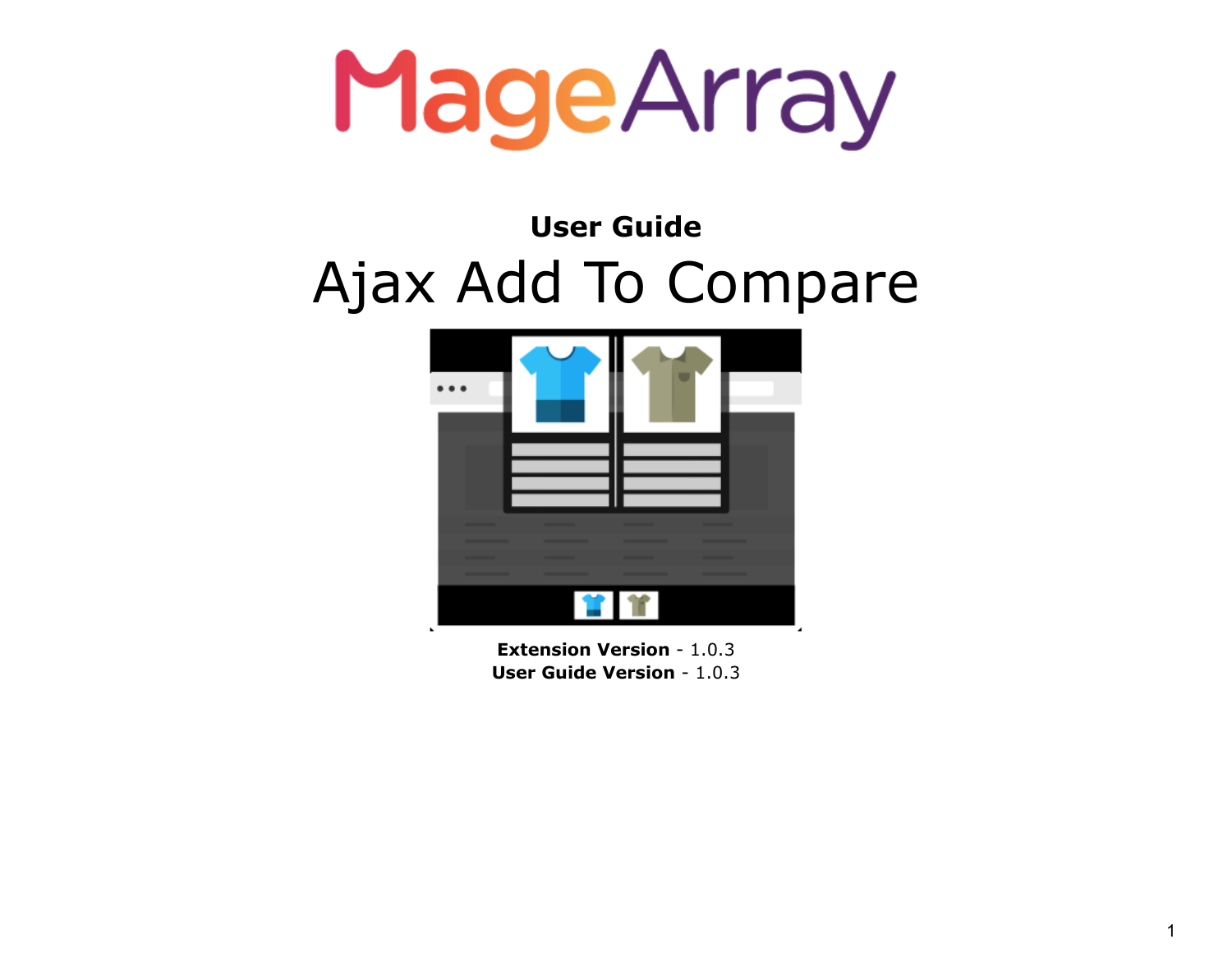MageArray

**User Guide**

# Ajax Add To Compare

**Extension Version** - 1.0.3
**User Guide Version** - 1.0.3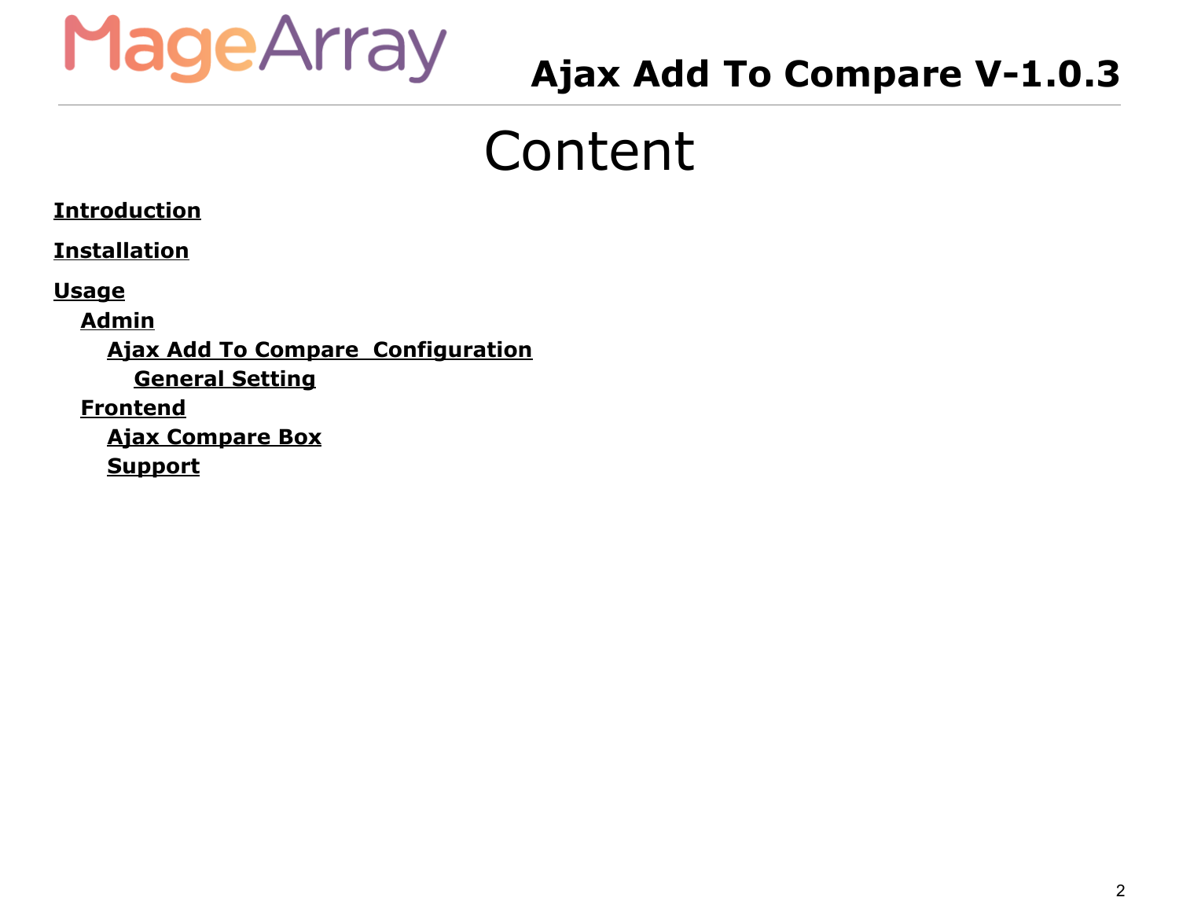# Content

**Introduction**

**Installation**

**Usage**

- **Admin**
  - **Ajax Add To Compare Configuration**
    - **General Setting**
- **Frontend**
  - **Ajax Compare Box**
  - **Support**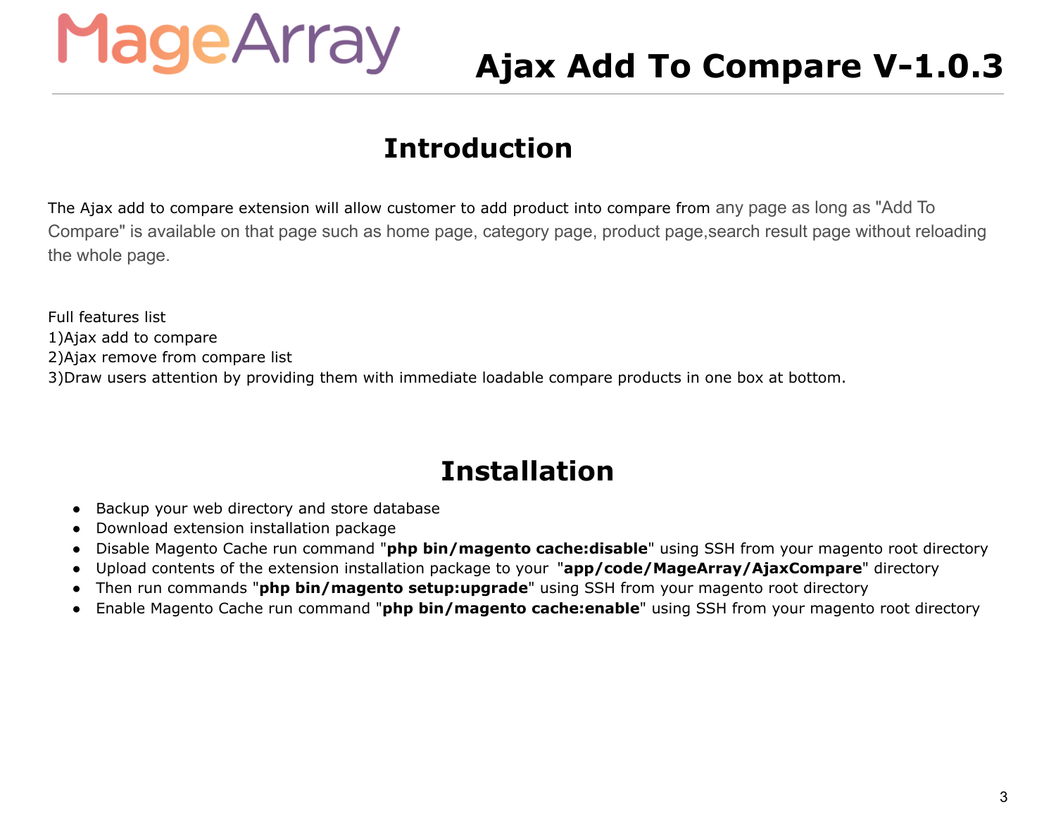# Ajax Add To Compare V-1.0.3

## Introduction

The Ajax add to compare extension will allow customer to add product into compare from any page as long as "Add To Compare" is available on that page such as home page, category page, product page,search result page without reloading the whole page.

Full features list
1)Ajax add to compare
2)Ajax remove from compare list
3)Draw users attention by providing them with immediate loadable compare products in one box at bottom.

## Installation

- Backup your web directory and store database
- Download extension installation package
- Disable Magento Cache run command "**php bin/magento cache:disable**" using SSH from your magento root directory
- Upload contents of the extension installation package to your "**app/code/MageArray/AjaxCompare**" directory
- Then run commands "**php bin/magento setup:upgrade**" using SSH from your magento root directory
- Enable Magento Cache run command "**php bin/magento cache:enable**" using SSH from your magento root directory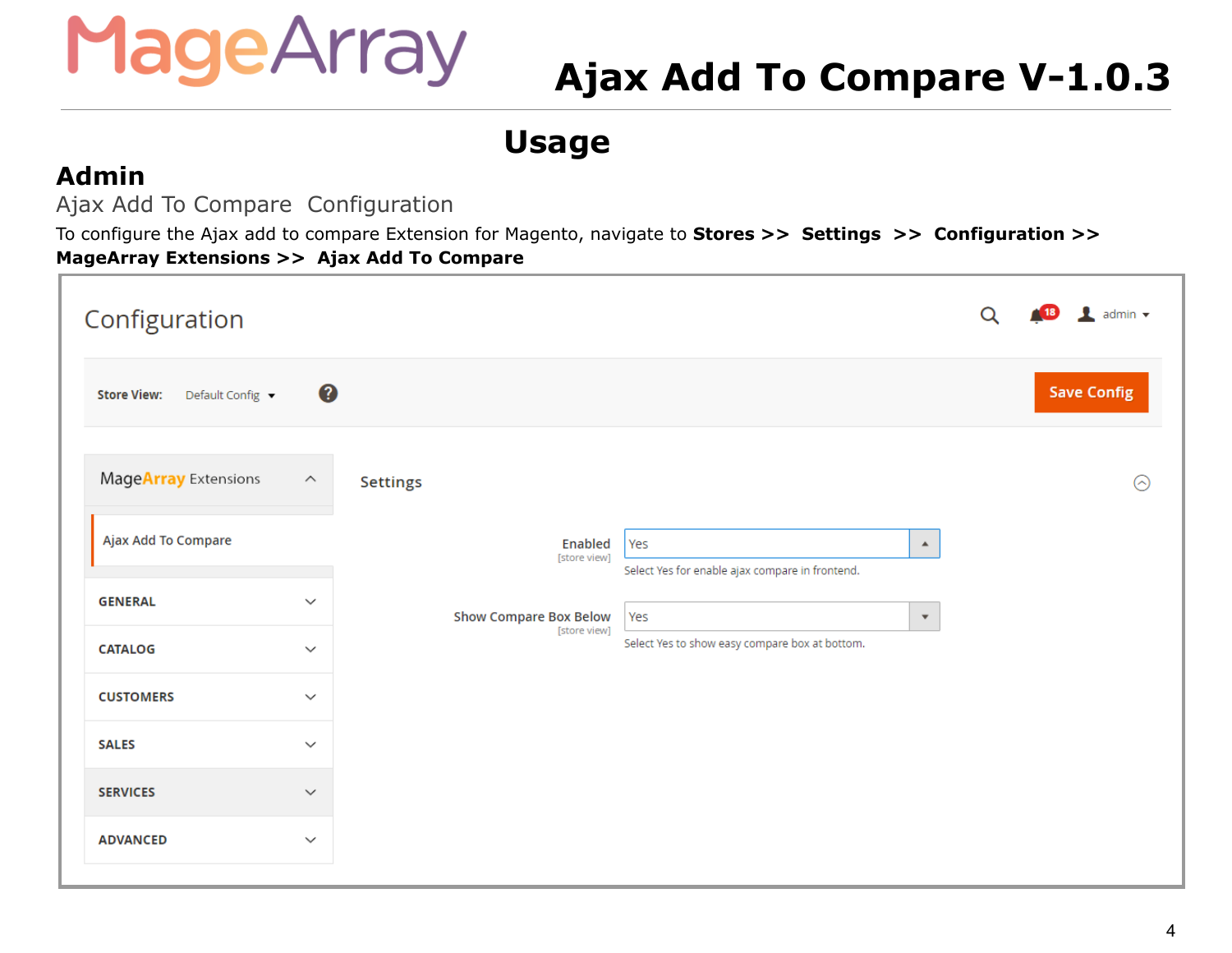# Ajax Add To Compare V-1.0.3

## Usage

### Admin

Ajax Add To Compare Configuration

To configure the Ajax add to compare Extension for Magento, navigate to **Stores >> Settings >> Configuration >> MageArray Extensions >> Ajax Add To Compare**

Configuration

Store View: Default Config

Save Config

MageArray Extensions

Ajax Add To Compare

GENERAL

CATALOG

CUSTOMERS

SALES

SERVICES

ADVANCED

Settings

Enabled [store view]: Yes

Select Yes for enable ajax compare in frontend.

Show Compare Box Below [store view]: Yes

Select Yes to show easy compare box at bottom.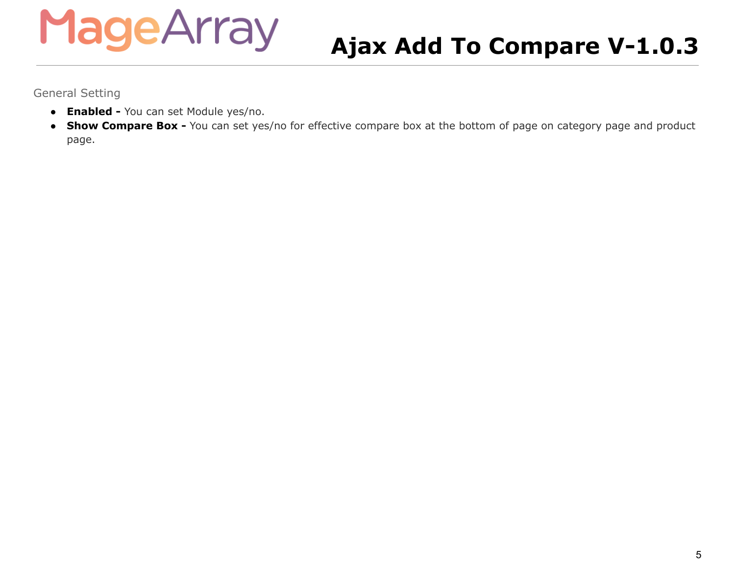General Setting

- **Enabled -** You can set Module yes/no.
- **Show Compare Box -** You can set yes/no for effective compare box at the bottom of page on category page and product page.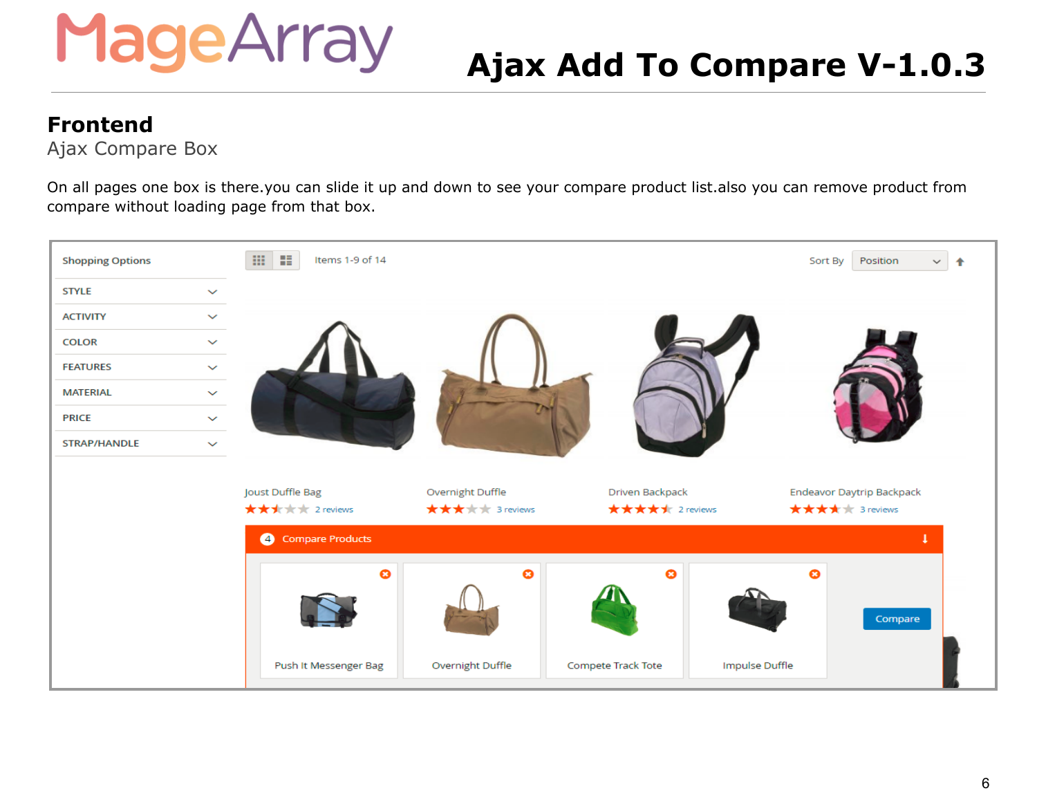## Frontend

Ajax Compare Box

On all pages one box is there.you can slide it up and down to see your compare product list.also you can remove product from compare without loading page from that box.

Shopping Options

STYLE

ACTIVITY

COLOR

FEATURES

MATERIAL

PRICE

STRAP/HANDLE

Items 1-9 of 14

Sort By Position

Joust Duffle Bag 2 reviews

Overnight Duffle 3 reviews

Driven Backpack 2 reviews

Endeavor Daytrip Backpack 3 reviews

4 Compare Products

Push It Messenger Bag

Overnight Duffle

Compete Track Tote

Impulse Duffle

Compare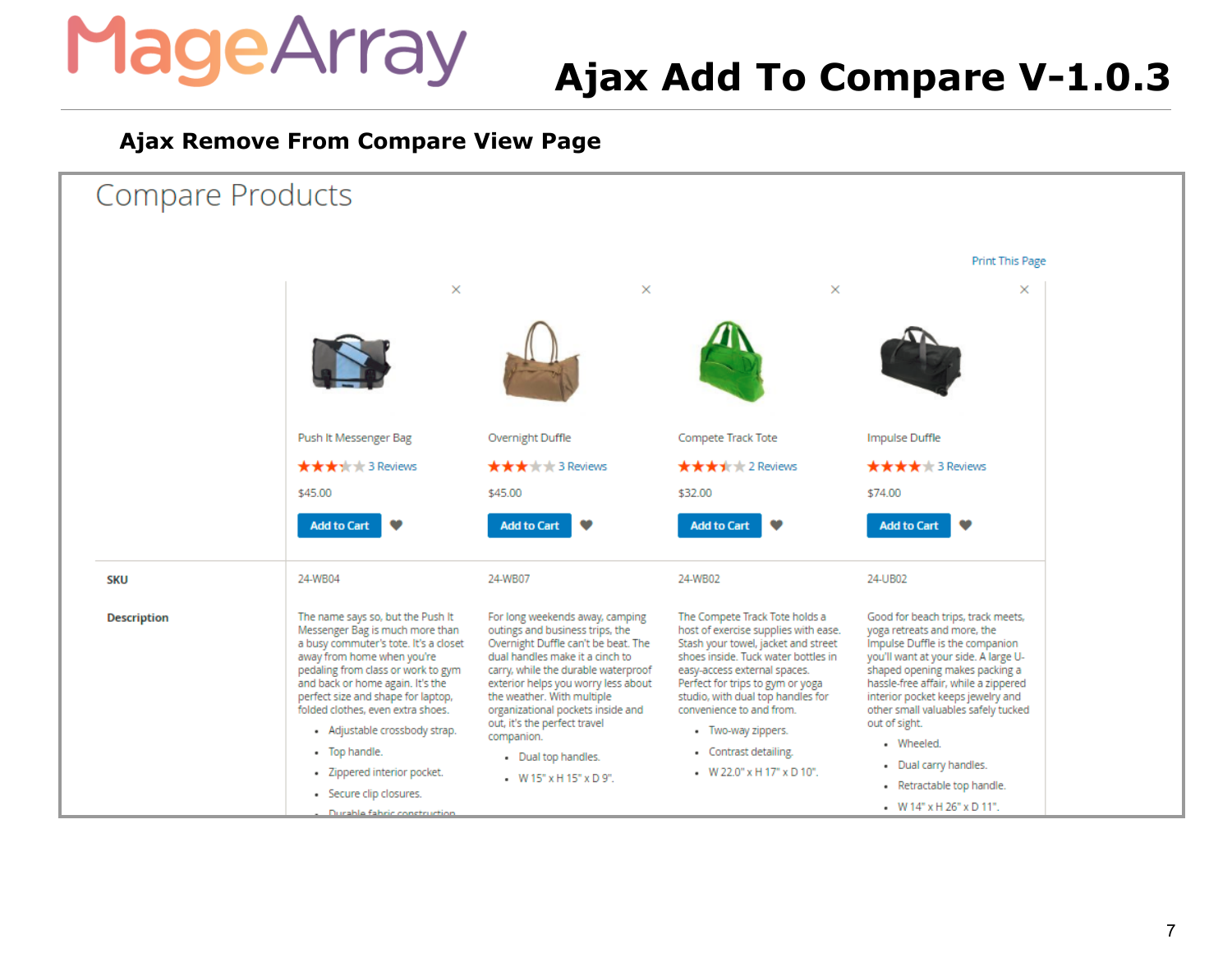# Ajax Add To Compare V-1.0.3

### Ajax Remove From Compare View Page

## Compare Products

Print This Page

| | Push It Messenger Bag | Overnight Duffle | Compete Track Tote | Impulse Duffle |
|---|---|---|---|---|
| | 3 Reviews | 3 Reviews | 2 Reviews | 3 Reviews |
| | $45.00 | $45.00 | $32.00 | $74.00 |
| | Add to Cart | Add to Cart | Add to Cart | Add to Cart |
| **SKU** | 24-WB04 | 24-WB07 | 24-WB02 | 24-UB02 |
| **Description** | The name says so, but the Push It Messenger Bag is much more than a busy commuter's tote. It's a closet away from home when you're pedaling from class or work to gym and back or home again. It's the perfect size and shape for laptop, folded clothes, even extra shoes. • Adjustable crossbody strap. • Top handle. • Zippered interior pocket. • Secure clip closures. • Durable fabric construction. | For long weekends away, camping outings and business trips, the Overnight Duffle can't be beat. The dual handles make it a cinch to carry, while the durable waterproof exterior helps you worry less about the weather. With multiple organizational pockets inside and out, it's the perfect travel companion. • Dual top handles. • W 15" x H 15" x D 9". | The Compete Track Tote holds a host of exercise supplies with ease. Stash your towel, jacket and street shoes inside. Tuck water bottles in easy-access external spaces. Perfect for trips to gym or yoga studio, with dual top handles for convenience to and from. • Two-way zippers. • Contrast detailing. • W 22.0" x H 17" x D 10". | Good for beach trips, track meets, yoga retreats and more, the Impulse Duffle is the companion you'll want at your side. A large U-shaped opening makes packing a hassle-free affair, while a zippered interior pocket keeps jewelry and other small valuables safely tucked out of sight. • Wheeled. • Dual carry handles. • Retractable top handle. • W 14" x H 26" x D 11". |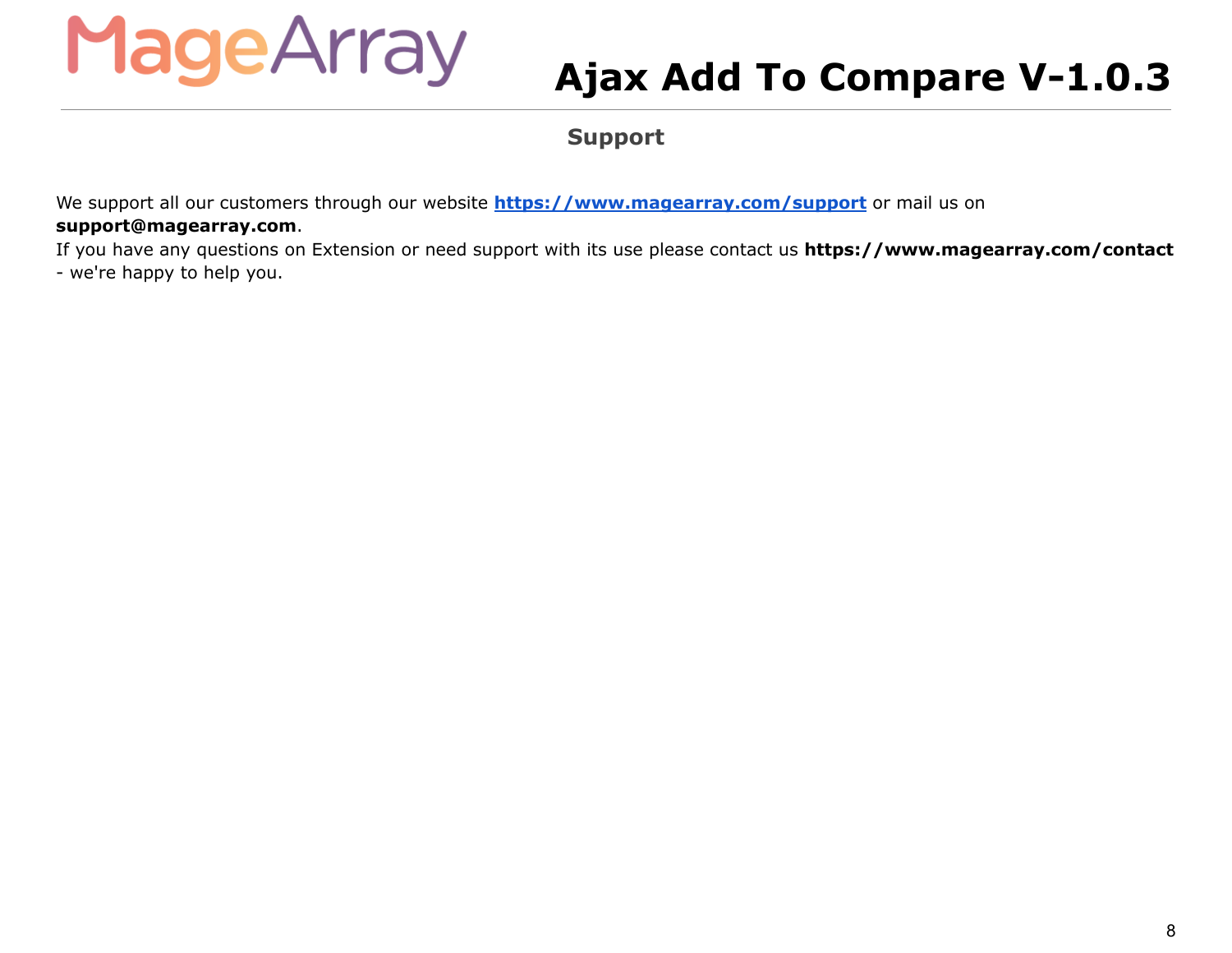## Support

We support all our customers through our website **[https://www.magearray.com/support](https://www.magearray.com/support)** or mail us on **support@magearray.com**.

If you have any questions on Extension or need support with its use please contact us **https://www.magearray.com/contact** - we're happy to help you.